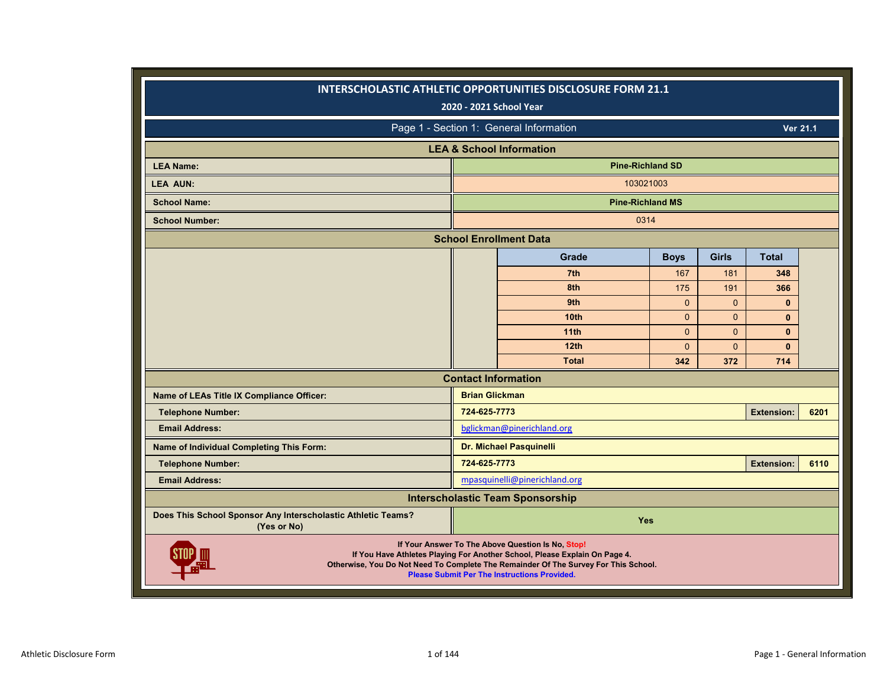# INTERSCHOLASTIC ATHLETIC OPPORTUNITIES DISCLOSURE FORM 21.1

**2020 - 2021 School Year**

## Page 1 - Section 1: General Information

**Ver 21.1**

### LEA & School Information

| | |
|---|---|
| **LEA Name:** | **Pine-Richland SD** |
| **LEA AUN:** | 103021003 |
| **School Name:** | **Pine-Richland MS** |
| **School Number:** | 0314 |

### School Enrollment Data

| Grade | Boys | Girls | Total |
|---|---|---|---|
| 7th | 167 | 181 | **348** |
| 8th | 175 | 191 | **366** |
| 9th | 0 | 0 | **0** |
| 10th | 0 | 0 | **0** |
| 11th | 0 | 0 | **0** |
| 12th | 0 | 0 | **0** |
| **Total** | **342** | **372** | **714** |

### Contact Information

| | | | |
|---|---|---|---|
| **Name of LEAs Title IX Compliance Officer:** | **Brian Glickman** | | |
| **Telephone Number:** | **724-625-7773** | **Extension:** | **6201** |
| **Email Address:** | bglickman@pinerichland.org | | |
| **Name of Individual Completing This Form:** | **Dr. Michael Pasquinelli** | | |
| **Telephone Number:** | **724-625-7773** | **Extension:** | **6110** |
| **Email Address:** | mpasquinelli@pinerichland.org | | |

### Interscholastic Team Sponsorship

| | |
|---|---|
| **Does This School Sponsor Any Interscholastic Athletic Teams? (Yes or No)** | **Yes** |

**If Your Answer To The Above Question Is No, Stop!**
**If You Have Athletes Playing For Another School, Please Explain On Page 4.**
**Otherwise, You Do Not Need To Complete The Remainder Of The Survey For This School.**
**Please Submit Per The Instructions Provided.**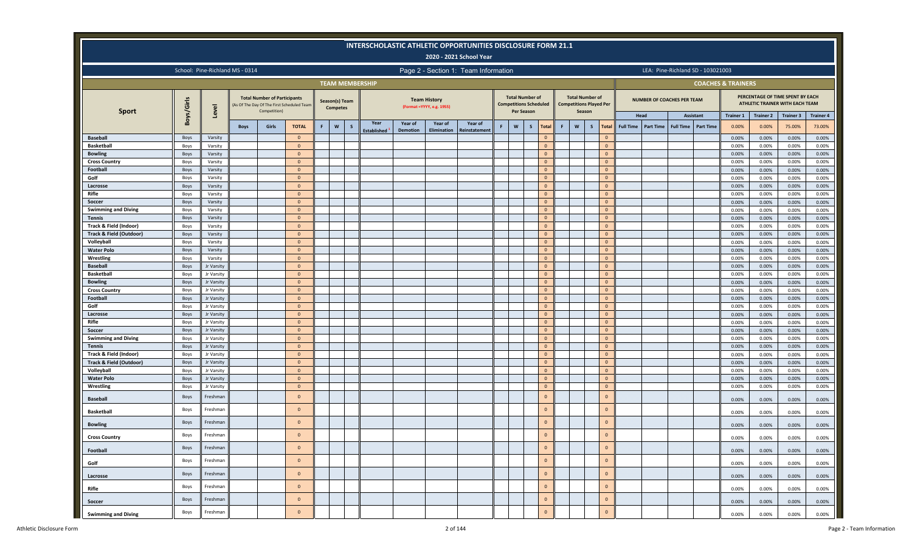# INTERSCHOLASTIC ATHLETIC OPPORTUNITIES DISCLOSURE FORM 21.1

## 2020 - 2021 School Year

School: Pine-Richland MS - 0314

Page 2 - Section 1: Team Information

LEA: Pine-Richland SD - 103021003

| TEAM MEMBERSHIP | | | | | | | | | | | | | | | | | | | | | | | COACHES & TRAINERS | | | | | | | |
|---|---|---|---|---|---|---|---|---|---|---|---|---|---|---|---|---|---|---|---|---|---|---|---|---|---|---|---|---|---|---|
| Sport | Boys/Girls | Level | Total Number of Participants (As Of The Day Of The First Scheduled Team Competition) | | | Season(s) Team Competes | | | Team History (Format =YYYY, e.g. 1955) | | | | Total Number of Competitions Scheduled Per Season | | | | Total Number of Competitions Played Per Season | | | | NUMBER OF COACHES PER TEAM | | | | PERCENTAGE OF TIME SPENT BY EACH ATHLETIC TRAINER WITH EACH TEAM | | | |
| | | | | | | | | | | | | | | | | | | | | | Head | | Assistant | | Trainer 1 | Trainer 2 | Trainer 3 | Trainer 4 |
| | | | Boys | Girls | TOTAL | F | W | S | Year Established [1] | Year of Demotion | Year of Elimination | Year of Reinstatement | F | W | S | Total | F | W | S | Total | Full Time | Part Time | Full Time | Part Time | 0.00% | 0.00% | 75.00% | 73.00% |
| Baseball | Boys | Varsity | | | 0 | | | | | | | | | | | 0 | | | | 0 | | | | | 0.00% | 0.00% | 0.00% | 0.00% |
| Basketball | Boys | Varsity | | | 0 | | | | | | | | | | | 0 | | | | 0 | | | | | 0.00% | 0.00% | 0.00% | 0.00% |
| Bowling | Boys | Varsity | | | 0 | | | | | | | | | | | 0 | | | | 0 | | | | | 0.00% | 0.00% | 0.00% | 0.00% |
| Cross Country | Boys | Varsity | | | 0 | | | | | | | | | | | 0 | | | | 0 | | | | | 0.00% | 0.00% | 0.00% | 0.00% |
| Football | Boys | Varsity | | | 0 | | | | | | | | | | | 0 | | | | 0 | | | | | 0.00% | 0.00% | 0.00% | 0.00% |
| Golf | Boys | Varsity | | | 0 | | | | | | | | | | | 0 | | | | 0 | | | | | 0.00% | 0.00% | 0.00% | 0.00% |
| Lacrosse | Boys | Varsity | | | 0 | | | | | | | | | | | 0 | | | | 0 | | | | | 0.00% | 0.00% | 0.00% | 0.00% |
| Rifle | Boys | Varsity | | | 0 | | | | | | | | | | | 0 | | | | 0 | | | | | 0.00% | 0.00% | 0.00% | 0.00% |
| Soccer | Boys | Varsity | | | 0 | | | | | | | | | | | 0 | | | | 0 | | | | | 0.00% | 0.00% | 0.00% | 0.00% |
| Swimming and Diving | Boys | Varsity | | | 0 | | | | | | | | | | | 0 | | | | 0 | | | | | 0.00% | 0.00% | 0.00% | 0.00% |
| Tennis | Boys | Varsity | | | 0 | | | | | | | | | | | 0 | | | | 0 | | | | | 0.00% | 0.00% | 0.00% | 0.00% |
| Track & Field (Indoor) | Boys | Varsity | | | 0 | | | | | | | | | | | 0 | | | | 0 | | | | | 0.00% | 0.00% | 0.00% | 0.00% |
| Track & Field (Outdoor) | Boys | Varsity | | | 0 | | | | | | | | | | | 0 | | | | 0 | | | | | 0.00% | 0.00% | 0.00% | 0.00% |
| Volleyball | Boys | Varsity | | | 0 | | | | | | | | | | | 0 | | | | 0 | | | | | 0.00% | 0.00% | 0.00% | 0.00% |
| Water Polo | Boys | Varsity | | | 0 | | | | | | | | | | | 0 | | | | 0 | | | | | 0.00% | 0.00% | 0.00% | 0.00% |
| Wrestling | Boys | Varsity | | | 0 | | | | | | | | | | | 0 | | | | 0 | | | | | 0.00% | 0.00% | 0.00% | 0.00% |
| Baseball | Boys | Jr Varsity | | | 0 | | | | | | | | | | | 0 | | | | 0 | | | | | 0.00% | 0.00% | 0.00% | 0.00% |
| Basketball | Boys | Jr Varsity | | | 0 | | | | | | | | | | | 0 | | | | 0 | | | | | 0.00% | 0.00% | 0.00% | 0.00% |
| Bowling | Boys | Jr Varsity | | | 0 | | | | | | | | | | | 0 | | | | 0 | | | | | 0.00% | 0.00% | 0.00% | 0.00% |
| Cross Country | Boys | Jr Varsity | | | 0 | | | | | | | | | | | 0 | | | | 0 | | | | | 0.00% | 0.00% | 0.00% | 0.00% |
| Football | Boys | Jr Varsity | | | 0 | | | | | | | | | | | 0 | | | | 0 | | | | | 0.00% | 0.00% | 0.00% | 0.00% |
| Golf | Boys | Jr Varsity | | | 0 | | | | | | | | | | | 0 | | | | 0 | | | | | 0.00% | 0.00% | 0.00% | 0.00% |
| Lacrosse | Boys | Jr Varsity | | | 0 | | | | | | | | | | | 0 | | | | 0 | | | | | 0.00% | 0.00% | 0.00% | 0.00% |
| Rifle | Boys | Jr Varsity | | | 0 | | | | | | | | | | | 0 | | | | 0 | | | | | 0.00% | 0.00% | 0.00% | 0.00% |
| Soccer | Boys | Jr Varsity | | | 0 | | | | | | | | | | | 0 | | | | 0 | | | | | 0.00% | 0.00% | 0.00% | 0.00% |
| Swimming and Diving | Boys | Jr Varsity | | | 0 | | | | | | | | | | | 0 | | | | 0 | | | | | 0.00% | 0.00% | 0.00% | 0.00% |
| Tennis | Boys | Jr Varsity | | | 0 | | | | | | | | | | | 0 | | | | 0 | | | | | 0.00% | 0.00% | 0.00% | 0.00% |
| Track & Field (Indoor) | Boys | Jr Varsity | | | 0 | | | | | | | | | | | 0 | | | | 0 | | | | | 0.00% | 0.00% | 0.00% | 0.00% |
| Track & Field (Outdoor) | Boys | Jr Varsity | | | 0 | | | | | | | | | | | 0 | | | | 0 | | | | | 0.00% | 0.00% | 0.00% | 0.00% |
| Volleyball | Boys | Jr Varsity | | | 0 | | | | | | | | | | | 0 | | | | 0 | | | | | 0.00% | 0.00% | 0.00% | 0.00% |
| Water Polo | Boys | Jr Varsity | | | 0 | | | | | | | | | | | 0 | | | | 0 | | | | | 0.00% | 0.00% | 0.00% | 0.00% |
| Wrestling | Boys | Jr Varsity | | | 0 | | | | | | | | | | | 0 | | | | 0 | | | | | 0.00% | 0.00% | 0.00% | 0.00% |
| Baseball | Boys | Freshman | | | 0 | | | | | | | | | | | 0 | | | | 0 | | | | | 0.00% | 0.00% | 0.00% | 0.00% |
| Basketball | Boys | Freshman | | | 0 | | | | | | | | | | | 0 | | | | 0 | | | | | 0.00% | 0.00% | 0.00% | 0.00% |
| Bowling | Boys | Freshman | | | 0 | | | | | | | | | | | 0 | | | | 0 | | | | | 0.00% | 0.00% | 0.00% | 0.00% |
| Cross Country | Boys | Freshman | | | 0 | | | | | | | | | | | 0 | | | | 0 | | | | | 0.00% | 0.00% | 0.00% | 0.00% |
| Football | Boys | Freshman | | | 0 | | | | | | | | | | | 0 | | | | 0 | | | | | 0.00% | 0.00% | 0.00% | 0.00% |
| Golf | Boys | Freshman | | | 0 | | | | | | | | | | | 0 | | | | 0 | | | | | 0.00% | 0.00% | 0.00% | 0.00% |
| Lacrosse | Boys | Freshman | | | 0 | | | | | | | | | | | 0 | | | | 0 | | | | | 0.00% | 0.00% | 0.00% | 0.00% |
| Rifle | Boys | Freshman | | | 0 | | | | | | | | | | | 0 | | | | 0 | | | | | 0.00% | 0.00% | 0.00% | 0.00% |
| Soccer | Boys | Freshman | | | 0 | | | | | | | | | | | 0 | | | | 0 | | | | | 0.00% | 0.00% | 0.00% | 0.00% |
| Swimming and Diving | Boys | Freshman | | | 0 | | | | | | | | | | | 0 | | | | 0 | | | | | 0.00% | 0.00% | 0.00% | 0.00% |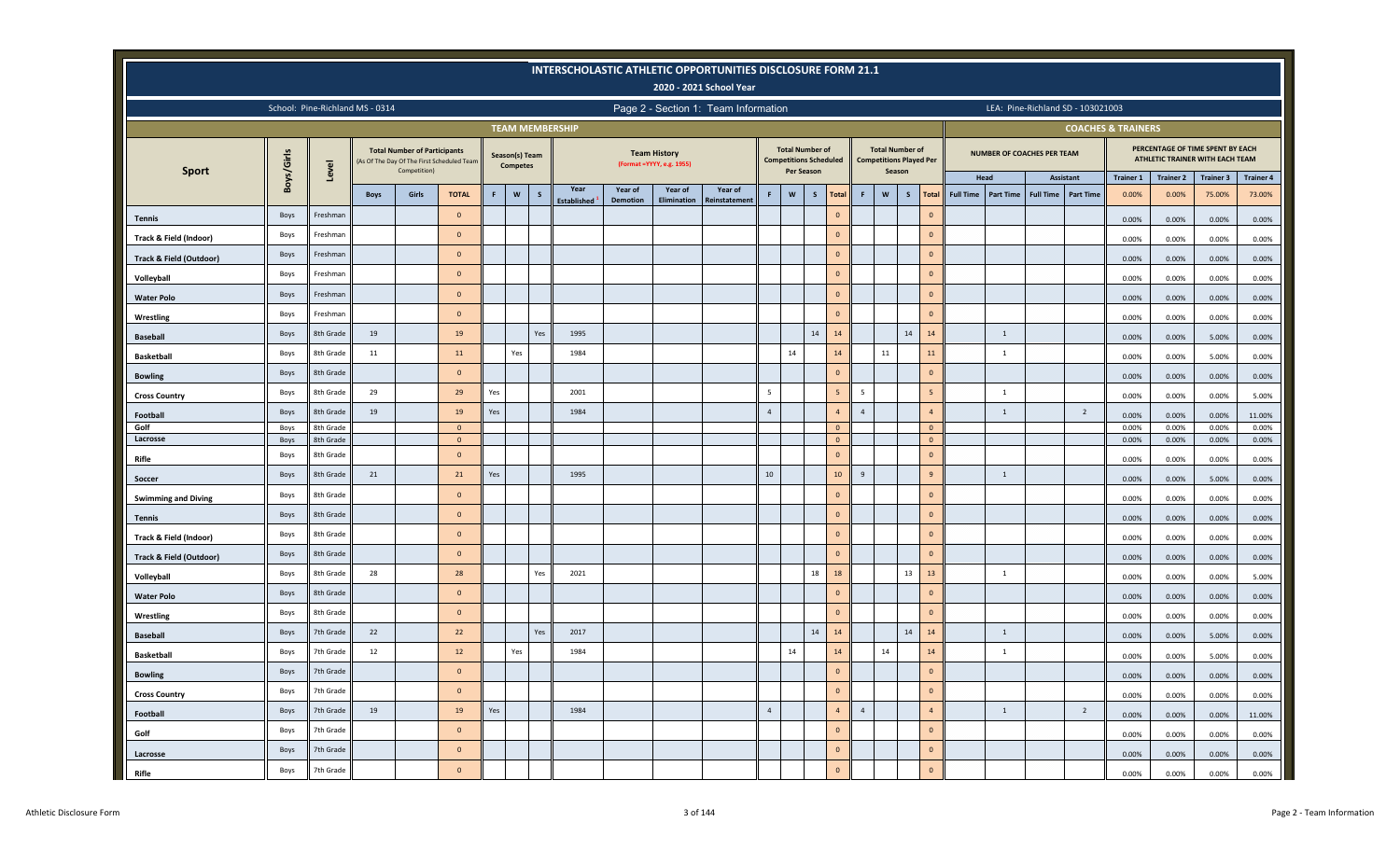# INTERSCHOLASTIC ATHLETIC OPPORTUNITIES DISCLOSURE FORM 21.1

## 2020 - 2021 School Year

School: Pine-Richland MS - 0314

Page 2 - Section 1: Team Information

LEA: Pine-Richland SD - 103021003

| Sport | Boys/Girls | Level | TEAM MEMBERSHIP: Total Number of Participants (As Of The Day Of The First Scheduled Team Competition) | | | Season(s) Team Competes | | | Team History (Format =YYYY, e.g. 1955) | | | | Total Number of Competitions Scheduled Per Season | | | | Total Number of Competitions Played Per Season | | | | COACHES & TRAINERS: Number of Coaches per Team | | | | Percentage of Time Spent by Each Athletic Trainer with Each Team | | | |
|---|---|---|---|---|---|---|---|---|---|---|---|---|---|---|---|---|---|---|---|---|---|---|---|---|---|---|---|---|
| | | | Boys | Girls | TOTAL | F | W | S | Year Established | Year of Demotion | Year of Elimination | Year of Reinstatement | F | W | S | Total | F | W | S | Total | Head Full Time | Head Part Time | Assistant Full Time | Assistant Part Time | Trainer 1 0.00% | Trainer 2 0.00% | Trainer 3 75.00% | Trainer 4 73.00% |
| Tennis | Boys | Freshman | | | 0 | | | | | | | | | | | 0 | | | | 0 | | | | | 0.00% | 0.00% | 0.00% | 0.00% |
| Track & Field (Indoor) | Boys | Freshman | | | 0 | | | | | | | | | | | 0 | | | | 0 | | | | | 0.00% | 0.00% | 0.00% | 0.00% |
| Track & Field (Outdoor) | Boys | Freshman | | | 0 | | | | | | | | | | | 0 | | | | 0 | | | | | 0.00% | 0.00% | 0.00% | 0.00% |
| Volleyball | Boys | Freshman | | | 0 | | | | | | | | | | | 0 | | | | 0 | | | | | 0.00% | 0.00% | 0.00% | 0.00% |
| Water Polo | Boys | Freshman | | | 0 | | | | | | | | | | | 0 | | | | 0 | | | | | 0.00% | 0.00% | 0.00% | 0.00% |
| Wrestling | Boys | Freshman | | | 0 | | | | | | | | | | | 0 | | | | 0 | | | | | 0.00% | 0.00% | 0.00% | 0.00% |
| Baseball | Boys | 8th Grade | 19 | | 19 | | | Yes | 1995 | | | | | | 14 | 14 | | | 14 | 14 | | 1 | | | 0.00% | 0.00% | 5.00% | 0.00% |
| Basketball | Boys | 8th Grade | 11 | | 11 | | Yes | | 1984 | | | | | 14 | | 14 | | 11 | | 11 | | 1 | | | 0.00% | 0.00% | 5.00% | 0.00% |
| Bowling | Boys | 8th Grade | | | 0 | | | | | | | | | | | 0 | | | | 0 | | | | | 0.00% | 0.00% | 0.00% | 0.00% |
| Cross Country | Boys | 8th Grade | 29 | | 29 | Yes | | | 2001 | | | | 5 | | | 5 | 5 | | | 5 | | 1 | | | 0.00% | 0.00% | 0.00% | 5.00% |
| Football | Boys | 8th Grade | 19 | | 19 | Yes | | | 1984 | | | | 4 | | | 4 | 4 | | | 4 | | 1 | | 2 | 0.00% | 0.00% | 0.00% | 11.00% |
| Golf | Boys | 8th Grade | | | 0 | | | | | | | | | | | 0 | | | | 0 | | | | | 0.00% | 0.00% | 0.00% | 0.00% |
| Lacrosse | Boys | 8th Grade | | | 0 | | | | | | | | | | | 0 | | | | 0 | | | | | 0.00% | 0.00% | 0.00% | 0.00% |
| Rifle | Boys | 8th Grade | | | 0 | | | | | | | | | | | 0 | | | | 0 | | | | | 0.00% | 0.00% | 0.00% | 0.00% |
| Soccer | Boys | 8th Grade | 21 | | 21 | Yes | | | 1995 | | | | 10 | | | 10 | 9 | | | 9 | | 1 | | | 0.00% | 0.00% | 5.00% | 0.00% |
| Swimming and Diving | Boys | 8th Grade | | | 0 | | | | | | | | | | | 0 | | | | 0 | | | | | 0.00% | 0.00% | 0.00% | 0.00% |
| Tennis | Boys | 8th Grade | | | 0 | | | | | | | | | | | 0 | | | | 0 | | | | | 0.00% | 0.00% | 0.00% | 0.00% |
| Track & Field (Indoor) | Boys | 8th Grade | | | 0 | | | | | | | | | | | 0 | | | | 0 | | | | | 0.00% | 0.00% | 0.00% | 0.00% |
| Track & Field (Outdoor) | Boys | 8th Grade | | | 0 | | | | | | | | | | | 0 | | | | 0 | | | | | 0.00% | 0.00% | 0.00% | 0.00% |
| Volleyball | Boys | 8th Grade | 28 | | 28 | | | Yes | 2021 | | | | | | 18 | 18 | | | 13 | 13 | | 1 | | | 0.00% | 0.00% | 0.00% | 5.00% |
| Water Polo | Boys | 8th Grade | | | 0 | | | | | | | | | | | 0 | | | | 0 | | | | | 0.00% | 0.00% | 0.00% | 0.00% |
| Wrestling | Boys | 8th Grade | | | 0 | | | | | | | | | | | 0 | | | | 0 | | | | | 0.00% | 0.00% | 0.00% | 0.00% |
| Baseball | Boys | 7th Grade | 22 | | 22 | | | Yes | 2017 | | | | | | 14 | 14 | | | 14 | 14 | | 1 | | | 0.00% | 0.00% | 5.00% | 0.00% |
| Basketball | Boys | 7th Grade | 12 | | 12 | | Yes | | 1984 | | | | | 14 | | 14 | | 14 | | 14 | | 1 | | | 0.00% | 0.00% | 5.00% | 0.00% |
| Bowling | Boys | 7th Grade | | | 0 | | | | | | | | | | | 0 | | | | 0 | | | | | 0.00% | 0.00% | 0.00% | 0.00% |
| Cross Country | Boys | 7th Grade | | | 0 | | | | | | | | | | | 0 | | | | 0 | | | | | 0.00% | 0.00% | 0.00% | 0.00% |
| Football | Boys | 7th Grade | 19 | | 19 | Yes | | | 1984 | | | | 4 | | | 4 | 4 | | | 4 | | 1 | | 2 | 0.00% | 0.00% | 0.00% | 11.00% |
| Golf | Boys | 7th Grade | | | 0 | | | | | | | | | | | 0 | | | | 0 | | | | | 0.00% | 0.00% | 0.00% | 0.00% |
| Lacrosse | Boys | 7th Grade | | | 0 | | | | | | | | | | | 0 | | | | 0 | | | | | 0.00% | 0.00% | 0.00% | 0.00% |
| Rifle | Boys | 7th Grade | | | 0 | | | | | | | | | | | 0 | | | | 0 | | | | | 0.00% | 0.00% | 0.00% | 0.00% |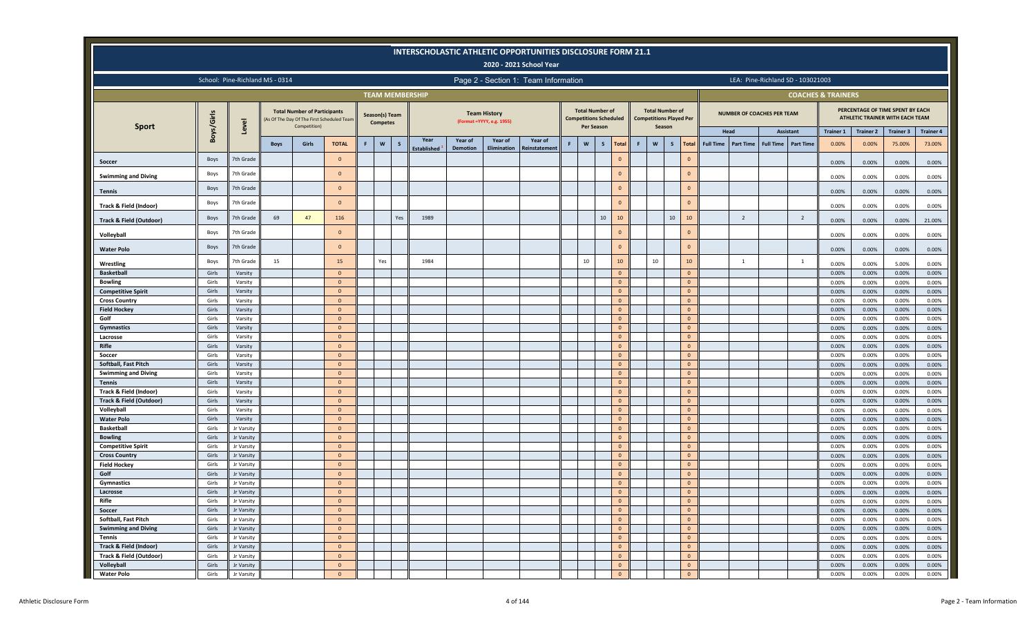# INTERSCHOLASTIC ATHLETIC OPPORTUNITIES DISCLOSURE FORM 21.1

## 2020 - 2021 School Year

School: Pine-Richland MS - 0314

Page 2 - Section 1: Team Information

LEA: Pine-Richland SD - 103021003

| Sport | Boys/Girls | Level | Total Number of Participants (As Of The Day Of The First Scheduled Team Competition) | | | Season(s) Team Competes | | | Team History (Format =YYYY, e.g. 1955) | | | | Total Number of Competitions Scheduled Per Season | | | | Total Number of Competitions Played Per Season | | | | Number of Coaches Per Team | | | | Percentage of Time Spent by Each Athletic Trainer with Each Team | | | |
|---|---|---|---|---|---|---|---|---|---|---|---|---|---|---|---|---|---|---|---|---|---|---|---|---|---|---|---|---|
| | | | | | | | | | | | | | | | | | | | | | Head | | Assistant | | Trainer 1 | Trainer 2 | Trainer 3 | Trainer 4 |
| | | | Boys | Girls | TOTAL | F | W | S | Year Established | Year of Demotion | Year of Elimination | Year of Reinstatement | F | W | S | Total | F | W | S | Total | Full Time | Part Time | Full Time | Part Time | 0.00% | 0.00% | 75.00% | 73.00% |
| Soccer | Boys | 7th Grade | | | 0 | | | | | | | | | | | 0 | | | | 0 | | | | | 0.00% | 0.00% | 0.00% | 0.00% |
| Swimming and Diving | Boys | 7th Grade | | | 0 | | | | | | | | | | | 0 | | | | 0 | | | | | 0.00% | 0.00% | 0.00% | 0.00% |
| Tennis | Boys | 7th Grade | | | 0 | | | | | | | | | | | 0 | | | | 0 | | | | | 0.00% | 0.00% | 0.00% | 0.00% |
| Track & Field (Indoor) | Boys | 7th Grade | | | 0 | | | | | | | | | | | 0 | | | | 0 | | | | | 0.00% | 0.00% | 0.00% | 0.00% |
| Track & Field (Outdoor) | Boys | 7th Grade | 69 | 47 | 116 | | | Yes | 1989 | | | | | | 10 | 10 | | | 10 | 10 | | 2 | | 2 | 0.00% | 0.00% | 0.00% | 21.00% |
| Volleyball | Boys | 7th Grade | | | 0 | | | | | | | | | | | 0 | | | | 0 | | | | | 0.00% | 0.00% | 0.00% | 0.00% |
| Water Polo | Boys | 7th Grade | | | 0 | | | | | | | | | | | 0 | | | | 0 | | | | | 0.00% | 0.00% | 0.00% | 0.00% |
| Wrestling | Boys | 7th Grade | 15 | | 15 | | Yes | | 1984 | | | | | 10 | | 10 | | 10 | | 10 | | 1 | | 1 | 0.00% | 0.00% | 5.00% | 0.00% |
| Basketball | Girls | Varsity | | | 0 | | | | | | | | | | | 0 | | | | 0 | | | | | 0.00% | 0.00% | 0.00% | 0.00% |
| Bowling | Girls | Varsity | | | 0 | | | | | | | | | | | 0 | | | | 0 | | | | | 0.00% | 0.00% | 0.00% | 0.00% |
| Competitive Spirit | Girls | Varsity | | | 0 | | | | | | | | | | | 0 | | | | 0 | | | | | 0.00% | 0.00% | 0.00% | 0.00% |
| Cross Country | Girls | Varsity | | | 0 | | | | | | | | | | | 0 | | | | 0 | | | | | 0.00% | 0.00% | 0.00% | 0.00% |
| Field Hockey | Girls | Varsity | | | 0 | | | | | | | | | | | 0 | | | | 0 | | | | | 0.00% | 0.00% | 0.00% | 0.00% |
| Golf | Girls | Varsity | | | 0 | | | | | | | | | | | 0 | | | | 0 | | | | | 0.00% | 0.00% | 0.00% | 0.00% |
| Gymnastics | Girls | Varsity | | | 0 | | | | | | | | | | | 0 | | | | 0 | | | | | 0.00% | 0.00% | 0.00% | 0.00% |
| Lacrosse | Girls | Varsity | | | 0 | | | | | | | | | | | 0 | | | | 0 | | | | | 0.00% | 0.00% | 0.00% | 0.00% |
| Rifle | Girls | Varsity | | | 0 | | | | | | | | | | | 0 | | | | 0 | | | | | 0.00% | 0.00% | 0.00% | 0.00% |
| Soccer | Girls | Varsity | | | 0 | | | | | | | | | | | 0 | | | | 0 | | | | | 0.00% | 0.00% | 0.00% | 0.00% |
| Softball, Fast Pitch | Girls | Varsity | | | 0 | | | | | | | | | | | 0 | | | | 0 | | | | | 0.00% | 0.00% | 0.00% | 0.00% |
| Swimming and Diving | Girls | Varsity | | | 0 | | | | | | | | | | | 0 | | | | 0 | | | | | 0.00% | 0.00% | 0.00% | 0.00% |
| Tennis | Girls | Varsity | | | 0 | | | | | | | | | | | 0 | | | | 0 | | | | | 0.00% | 0.00% | 0.00% | 0.00% |
| Track & Field (Indoor) | Girls | Varsity | | | 0 | | | | | | | | | | | 0 | | | | 0 | | | | | 0.00% | 0.00% | 0.00% | 0.00% |
| Track & Field (Outdoor) | Girls | Varsity | | | 0 | | | | | | | | | | | 0 | | | | 0 | | | | | 0.00% | 0.00% | 0.00% | 0.00% |
| Volleyball | Girls | Varsity | | | 0 | | | | | | | | | | | 0 | | | | 0 | | | | | 0.00% | 0.00% | 0.00% | 0.00% |
| Water Polo | Girls | Varsity | | | 0 | | | | | | | | | | | 0 | | | | 0 | | | | | 0.00% | 0.00% | 0.00% | 0.00% |
| Basketball | Girls | Jr Varsity | | | 0 | | | | | | | | | | | 0 | | | | 0 | | | | | 0.00% | 0.00% | 0.00% | 0.00% |
| Bowling | Girls | Jr Varsity | | | 0 | | | | | | | | | | | 0 | | | | 0 | | | | | 0.00% | 0.00% | 0.00% | 0.00% |
| Competitive Spirit | Girls | Jr Varsity | | | 0 | | | | | | | | | | | 0 | | | | 0 | | | | | 0.00% | 0.00% | 0.00% | 0.00% |
| Cross Country | Girls | Jr Varsity | | | 0 | | | | | | | | | | | 0 | | | | 0 | | | | | 0.00% | 0.00% | 0.00% | 0.00% |
| Field Hockey | Girls | Jr Varsity | | | 0 | | | | | | | | | | | 0 | | | | 0 | | | | | 0.00% | 0.00% | 0.00% | 0.00% |
| Golf | Girls | Jr Varsity | | | 0 | | | | | | | | | | | 0 | | | | 0 | | | | | 0.00% | 0.00% | 0.00% | 0.00% |
| Gymnastics | Girls | Jr Varsity | | | 0 | | | | | | | | | | | 0 | | | | 0 | | | | | 0.00% | 0.00% | 0.00% | 0.00% |
| Lacrosse | Girls | Jr Varsity | | | 0 | | | | | | | | | | | 0 | | | | 0 | | | | | 0.00% | 0.00% | 0.00% | 0.00% |
| Rifle | Girls | Jr Varsity | | | 0 | | | | | | | | | | | 0 | | | | 0 | | | | | 0.00% | 0.00% | 0.00% | 0.00% |
| Soccer | Girls | Jr Varsity | | | 0 | | | | | | | | | | | 0 | | | | 0 | | | | | 0.00% | 0.00% | 0.00% | 0.00% |
| Softball, Fast Pitch | Girls | Jr Varsity | | | 0 | | | | | | | | | | | 0 | | | | 0 | | | | | 0.00% | 0.00% | 0.00% | 0.00% |
| Swimming and Diving | Girls | Jr Varsity | | | 0 | | | | | | | | | | | 0 | | | | 0 | | | | | 0.00% | 0.00% | 0.00% | 0.00% |
| Tennis | Girls | Jr Varsity | | | 0 | | | | | | | | | | | 0 | | | | 0 | | | | | 0.00% | 0.00% | 0.00% | 0.00% |
| Track & Field (Indoor) | Girls | Jr Varsity | | | 0 | | | | | | | | | | | 0 | | | | 0 | | | | | 0.00% | 0.00% | 0.00% | 0.00% |
| Track & Field (Outdoor) | Girls | Jr Varsity | | | 0 | | | | | | | | | | | 0 | | | | 0 | | | | | 0.00% | 0.00% | 0.00% | 0.00% |
| Volleyball | Girls | Jr Varsity | | | 0 | | | | | | | | | | | 0 | | | | 0 | | | | | 0.00% | 0.00% | 0.00% | 0.00% |
| Water Polo | Girls | Jr Varsity | | | 0 | | | | | | | | | | | 0 | | | | 0 | | | | | 0.00% | 0.00% | 0.00% | 0.00% |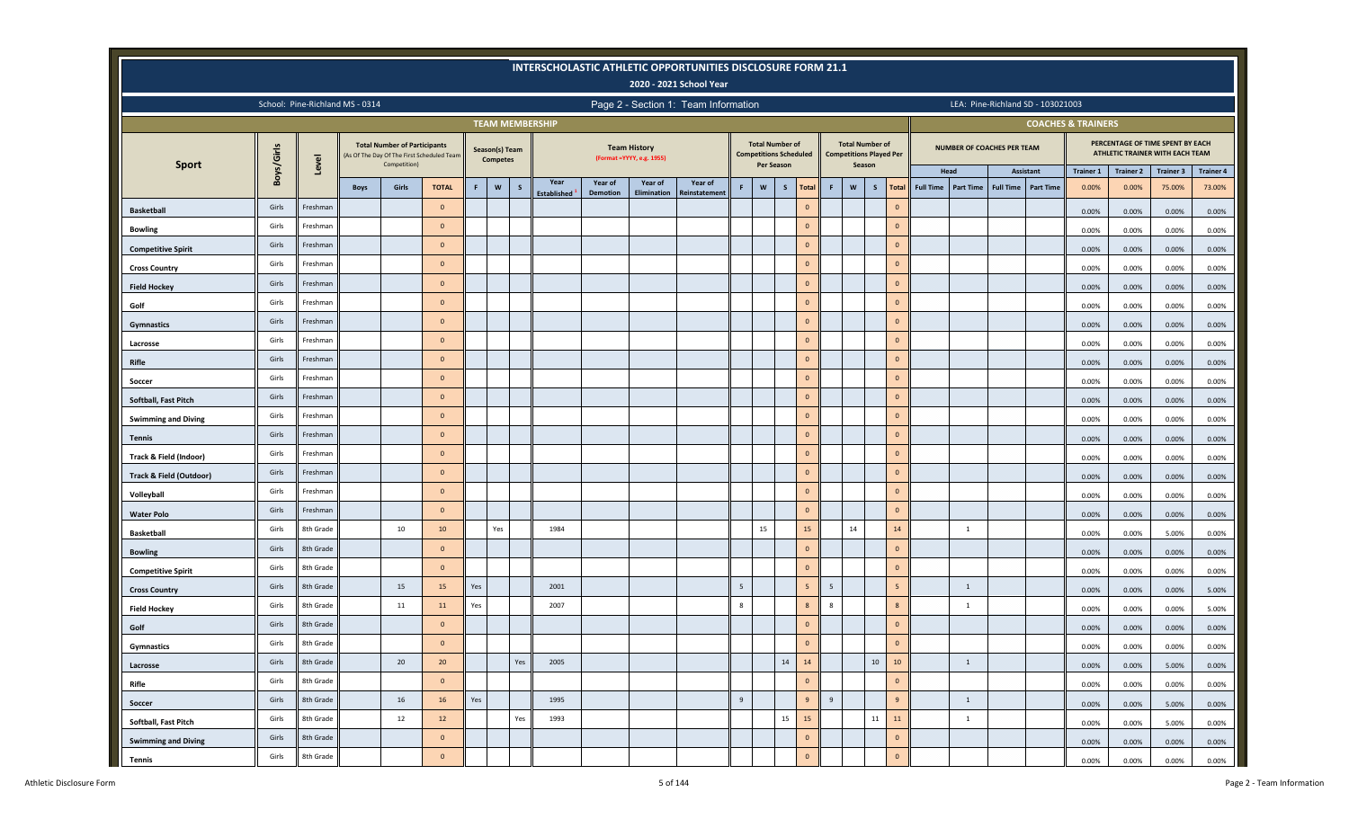# INTERSCHOLASTIC ATHLETIC OPPORTUNITIES DISCLOSURE FORM 21.1

## 2020 - 2021 School Year

School: Pine-Richland MS - 0314

Page 2 - Section 1: Team Information

LEA: Pine-Richland SD - 103021003

| Sport | Boys/Girls | Level | TEAM MEMBERSHIP: Total Number of Participants (As Of The Day Of The First Scheduled Team Competition) | | | Season(s) Team Competes | | | Team History (Format =YYYY, e.g. 1955) | | | | Total Number of Competitions Scheduled Per Season | | | | Total Number of Competitions Played Per Season | | | | COACHES & TRAINERS: Number of Coaches Per Team | | | | Percentage of Time Spent by Each Athletic Trainer with Each Team | | | |
|---|---|---|---|---|---|---|---|---|---|---|---|---|---|---|---|---|---|---|---|---|---|---|---|---|---|---|---|---|
| | | | | | | | | | | | | | | | | | | | | | Head | | Assistant | | Trainer 1 | Trainer 2 | Trainer 3 | Trainer 4 |
| | | | Boys | Girls | TOTAL | F | W | S | Year Established | Year of Demotion | Year of Elimination | Year of Reinstatement | F | W | S | Total | F | W | S | Total | Full Time | Part Time | Full Time | Part Time | 0.00% | 0.00% | 75.00% | 73.00% |
| Basketball | Girls | Freshman | | | 0 | | | | | | | | | | | 0 | | | | 0 | | | | | 0.00% | 0.00% | 0.00% | 0.00% |
| Bowling | Girls | Freshman | | | 0 | | | | | | | | | | | 0 | | | | 0 | | | | | 0.00% | 0.00% | 0.00% | 0.00% |
| Competitive Spirit | Girls | Freshman | | | 0 | | | | | | | | | | | 0 | | | | 0 | | | | | 0.00% | 0.00% | 0.00% | 0.00% |
| Cross Country | Girls | Freshman | | | 0 | | | | | | | | | | | 0 | | | | 0 | | | | | 0.00% | 0.00% | 0.00% | 0.00% |
| Field Hockey | Girls | Freshman | | | 0 | | | | | | | | | | | 0 | | | | 0 | | | | | 0.00% | 0.00% | 0.00% | 0.00% |
| Golf | Girls | Freshman | | | 0 | | | | | | | | | | | 0 | | | | 0 | | | | | 0.00% | 0.00% | 0.00% | 0.00% |
| Gymnastics | Girls | Freshman | | | 0 | | | | | | | | | | | 0 | | | | 0 | | | | | 0.00% | 0.00% | 0.00% | 0.00% |
| Lacrosse | Girls | Freshman | | | 0 | | | | | | | | | | | 0 | | | | 0 | | | | | 0.00% | 0.00% | 0.00% | 0.00% |
| Rifle | Girls | Freshman | | | 0 | | | | | | | | | | | 0 | | | | 0 | | | | | 0.00% | 0.00% | 0.00% | 0.00% |
| Soccer | Girls | Freshman | | | 0 | | | | | | | | | | | 0 | | | | 0 | | | | | 0.00% | 0.00% | 0.00% | 0.00% |
| Softball, Fast Pitch | Girls | Freshman | | | 0 | | | | | | | | | | | 0 | | | | 0 | | | | | 0.00% | 0.00% | 0.00% | 0.00% |
| Swimming and Diving | Girls | Freshman | | | 0 | | | | | | | | | | | 0 | | | | 0 | | | | | 0.00% | 0.00% | 0.00% | 0.00% |
| Tennis | Girls | Freshman | | | 0 | | | | | | | | | | | 0 | | | | 0 | | | | | 0.00% | 0.00% | 0.00% | 0.00% |
| Track & Field (Indoor) | Girls | Freshman | | | 0 | | | | | | | | | | | 0 | | | | 0 | | | | | 0.00% | 0.00% | 0.00% | 0.00% |
| Track & Field (Outdoor) | Girls | Freshman | | | 0 | | | | | | | | | | | 0 | | | | 0 | | | | | 0.00% | 0.00% | 0.00% | 0.00% |
| Volleyball | Girls | Freshman | | | 0 | | | | | | | | | | | 0 | | | | 0 | | | | | 0.00% | 0.00% | 0.00% | 0.00% |
| Water Polo | Girls | Freshman | | | 0 | | | | | | | | | | | 0 | | | | 0 | | | | | 0.00% | 0.00% | 0.00% | 0.00% |
| Basketball | Girls | 8th Grade | | 10 | 10 | | Yes | | 1984 | | | | | 15 | | 15 | | 14 | | 14 | | 1 | | | 0.00% | 0.00% | 5.00% | 0.00% |
| Bowling | Girls | 8th Grade | | | 0 | | | | | | | | | | | 0 | | | | 0 | | | | | 0.00% | 0.00% | 0.00% | 0.00% |
| Competitive Spirit | Girls | 8th Grade | | | 0 | | | | | | | | | | | 0 | | | | 0 | | | | | 0.00% | 0.00% | 0.00% | 0.00% |
| Cross Country | Girls | 8th Grade | | 15 | 15 | Yes | | | 2001 | | | | 5 | | | 5 | 5 | | | 5 | | 1 | | | 0.00% | 0.00% | 0.00% | 5.00% |
| Field Hockey | Girls | 8th Grade | | 11 | 11 | Yes | | | 2007 | | | | 8 | | | 8 | 8 | | | 8 | | 1 | | | 0.00% | 0.00% | 0.00% | 5.00% |
| Golf | Girls | 8th Grade | | | 0 | | | | | | | | | | | 0 | | | | 0 | | | | | 0.00% | 0.00% | 0.00% | 0.00% |
| Gymnastics | Girls | 8th Grade | | | 0 | | | | | | | | | | | 0 | | | | 0 | | | | | 0.00% | 0.00% | 0.00% | 0.00% |
| Lacrosse | Girls | 8th Grade | | 20 | 20 | | | Yes | 2005 | | | | | | 14 | 14 | | | 10 | 10 | | 1 | | | 0.00% | 0.00% | 5.00% | 0.00% |
| Rifle | Girls | 8th Grade | | | 0 | | | | | | | | | | | 0 | | | | 0 | | | | | 0.00% | 0.00% | 0.00% | 0.00% |
| Soccer | Girls | 8th Grade | | 16 | 16 | Yes | | | 1995 | | | | 9 | | | 9 | 9 | | | 9 | | 1 | | | 0.00% | 0.00% | 5.00% | 0.00% |
| Softball, Fast Pitch | Girls | 8th Grade | | 12 | 12 | | | Yes | 1993 | | | | | | 15 | 15 | | | 11 | 11 | | 1 | | | 0.00% | 0.00% | 5.00% | 0.00% |
| Swimming and Diving | Girls | 8th Grade | | | 0 | | | | | | | | | | | 0 | | | | 0 | | | | | 0.00% | 0.00% | 0.00% | 0.00% |
| Tennis | Girls | 8th Grade | | | 0 | | | | | | | | | | | 0 | | | | 0 | | | | | 0.00% | 0.00% | 0.00% | 0.00% |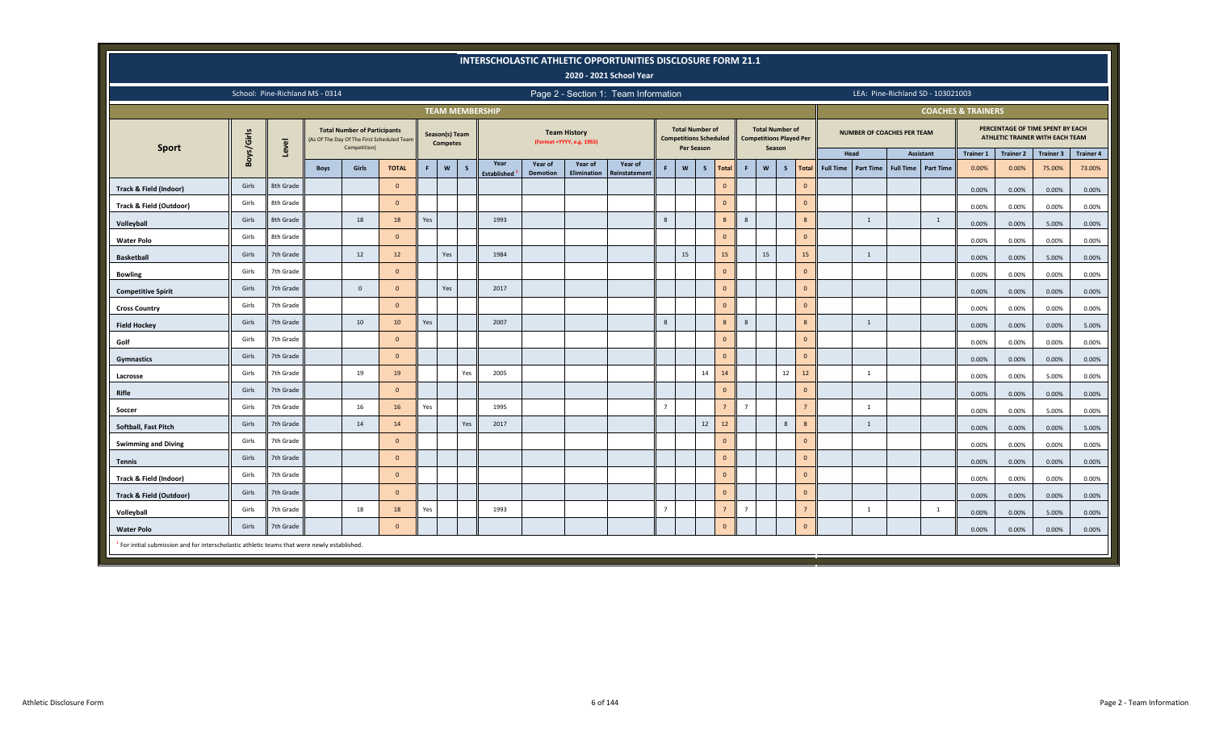# INTERSCHOLASTIC ATHLETIC OPPORTUNITIES DISCLOSURE FORM 21.1

## 2020 - 2021 School Year

School: Pine-Richland MS - 0314

Page 2 - Section 1: Team Information

LEA: Pine-Richland SD - 103021003

| TEAM MEMBERSHIP | | | | | | | | | | | | | | | | | | | | | | | | COACHES & TRAINERS | | | | | | | |
|---|---|---|---|---|---|---|---|---|---|---|---|---|---|---|---|---|---|---|---|---|---|---|---|---|---|---|---|---|---|---|---|
| Sport | Boys/Girls | Level | Total Number of Participants (As Of The Day Of The First Scheduled Team Competition) | | | Season(s) Team Competes | | | Team History (Format =YYYY, e.g. 1955) | | | | Total Number of Competitions Scheduled Per Season | | | | Total Number of Competitions Played Per Season | | | | NUMBER OF COACHES PER TEAM | | | | PERCENTAGE OF TIME SPENT BY EACH ATHLETIC TRAINER WITH EACH TEAM | | | |
| | | | | | | | | | | | | | | | | | | | | | Head | | Assistant | | Trainer 1 | Trainer 2 | Trainer 3 | Trainer 4 |
| | | | Boys | Girls | TOTAL | F | W | S | Year Established [1] | Year of Demotion | Year of Elimination | Year of Reinstatement | F | W | S | Total | F | W | S | Total | Full Time | Part Time | Full Time | Part Time | 0.00% | 0.00% | 75.00% | 73.00% |
| Track & Field (Indoor) | Girls | 8th Grade | | | 0 | | | | | | | | | | | 0 | | | | 0 | | | | | 0.00% | 0.00% | 0.00% | 0.00% |
| Track & Field (Outdoor) | Girls | 8th Grade | | | 0 | | | | | | | | | | | 0 | | | | 0 | | | | | 0.00% | 0.00% | 0.00% | 0.00% |
| Volleyball | Girls | 8th Grade | | 18 | 18 | Yes | | | 1993 | | | | 8 | | | 8 | 8 | | | 8 | | 1 | | 1 | 0.00% | 0.00% | 5.00% | 0.00% |
| Water Polo | Girls | 8th Grade | | | 0 | | | | | | | | | | | 0 | | | | 0 | | | | | 0.00% | 0.00% | 0.00% | 0.00% |
| Basketball | Girls | 7th Grade | | 12 | 12 | | Yes | | 1984 | | | | | 15 | | 15 | | 15 | | 15 | | 1 | | | 0.00% | 0.00% | 5.00% | 0.00% |
| Bowling | Girls | 7th Grade | | | 0 | | | | | | | | | | | 0 | | | | 0 | | | | | 0.00% | 0.00% | 0.00% | 0.00% |
| Competitive Spirit | Girls | 7th Grade | | 0 | 0 | | Yes | | 2017 | | | | | | | 0 | | | | 0 | | | | | 0.00% | 0.00% | 0.00% | 0.00% |
| Cross Country | Girls | 7th Grade | | | 0 | | | | | | | | | | | 0 | | | | 0 | | | | | 0.00% | 0.00% | 0.00% | 0.00% |
| Field Hockey | Girls | 7th Grade | | 10 | 10 | Yes | | | 2007 | | | | 8 | | | 8 | 8 | | | 8 | | 1 | | | 0.00% | 0.00% | 0.00% | 5.00% |
| Golf | Girls | 7th Grade | | | 0 | | | | | | | | | | | 0 | | | | 0 | | | | | 0.00% | 0.00% | 0.00% | 0.00% |
| Gymnastics | Girls | 7th Grade | | | 0 | | | | | | | | | | | 0 | | | | 0 | | | | | 0.00% | 0.00% | 0.00% | 0.00% |
| Lacrosse | Girls | 7th Grade | | 19 | 19 | | | Yes | 2005 | | | | | | 14 | 14 | | | 12 | 12 | | 1 | | | 0.00% | 0.00% | 5.00% | 0.00% |
| Rifle | Girls | 7th Grade | | | 0 | | | | | | | | | | | 0 | | | | 0 | | | | | 0.00% | 0.00% | 0.00% | 0.00% |
| Soccer | Girls | 7th Grade | | 16 | 16 | Yes | | | 1995 | | | | 7 | | | 7 | 7 | | | 7 | | 1 | | | 0.00% | 0.00% | 5.00% | 0.00% |
| Softball, Fast Pitch | Girls | 7th Grade | | 14 | 14 | | | Yes | 2017 | | | | | | 12 | 12 | | | 8 | 8 | | 1 | | | 0.00% | 0.00% | 0.00% | 5.00% |
| Swimming and Diving | Girls | 7th Grade | | | 0 | | | | | | | | | | | 0 | | | | 0 | | | | | 0.00% | 0.00% | 0.00% | 0.00% |
| Tennis | Girls | 7th Grade | | | 0 | | | | | | | | | | | 0 | | | | 0 | | | | | 0.00% | 0.00% | 0.00% | 0.00% |
| Track & Field (Indoor) | Girls | 7th Grade | | | 0 | | | | | | | | | | | 0 | | | | 0 | | | | | 0.00% | 0.00% | 0.00% | 0.00% |
| Track & Field (Outdoor) | Girls | 7th Grade | | | 0 | | | | | | | | | | | 0 | | | | 0 | | | | | 0.00% | 0.00% | 0.00% | 0.00% |
| Volleyball | Girls | 7th Grade | | 18 | 18 | Yes | | | 1993 | | | | 7 | | | 7 | 7 | | | 7 | | 1 | | 1 | 0.00% | 0.00% | 5.00% | 0.00% |
| Water Polo | Girls | 7th Grade | | | 0 | | | | | | | | | | | 0 | | | | 0 | | | | | 0.00% | 0.00% | 0.00% | 0.00% |

[1] For initial submission and for interscholastic athletic teams that were newly established.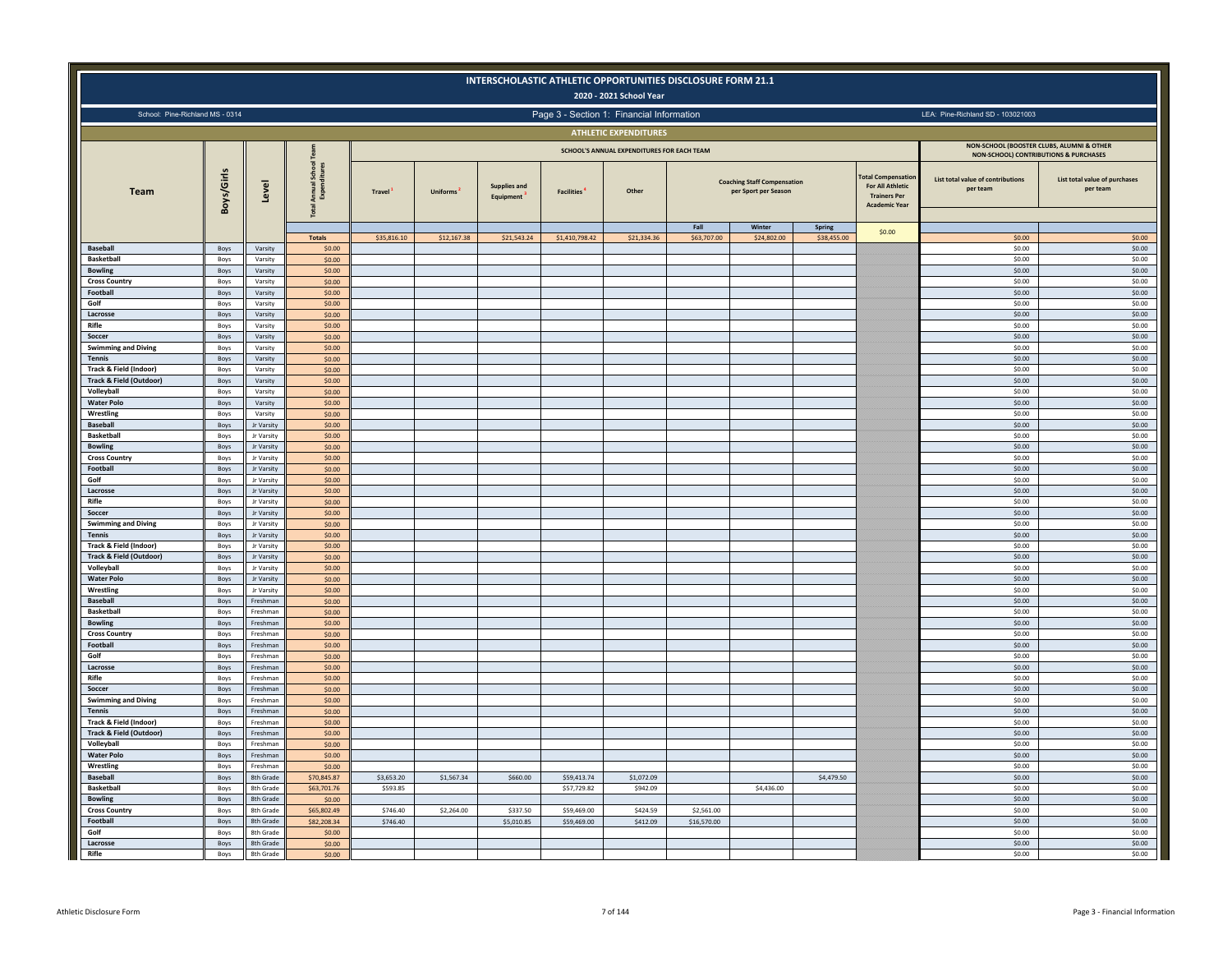# INTERSCHOLASTIC ATHLETIC OPPORTUNITIES DISCLOSURE FORM 21.1

## 2020 - 2021 School Year

School: Pine-Richland MS - 0314 | Page 3 - Section 1: Financial Information | LEA: Pine-Richland SD - 103021003

### ATHLETIC EXPENDITURES

| Team | Boys/Girls | Level | Total Annual School Team Expenditures | SCHOOL'S ANNUAL EXPENDITURES FOR EACH TEAM | | | | | | | | Total Compensation For All Athletic Trainers Per Academic Year | NON-SCHOOL (BOOSTER CLUBS, ALUMNI & OTHER NON-SCHOOL) CONTRIBUTIONS & PURCHASES | |
|---|---|---|---|---|---|---|---|---|---|---|---|---|---|---|
| | | | | Travel [1] | Uniforms [2] | Supplies and Equipment [3] | Facilities [4] | Other | Coaching Staff Compensation per Sport per Season | | | | List total value of contributions per team | List total value of purchases per team |
| | | | | | | | | | Fall | Winter | Spring | | | |
| | | | Totals | $35,816.10 | $12,167.38 | $21,543.24 | $1,410,798.42 | $21,334.36 | $63,707.00 | $24,802.00 | $38,455.00 | $0.00 | $0.00 | $0.00 |
| Baseball | Boys | Varsity | $0.00 | | | | | | | | | | $0.00 | $0.00 |
| Basketball | Boys | Varsity | $0.00 | | | | | | | | | | $0.00 | $0.00 |
| Bowling | Boys | Varsity | $0.00 | | | | | | | | | | $0.00 | $0.00 |
| Cross Country | Boys | Varsity | $0.00 | | | | | | | | | | $0.00 | $0.00 |
| Football | Boys | Varsity | $0.00 | | | | | | | | | | $0.00 | $0.00 |
| Golf | Boys | Varsity | $0.00 | | | | | | | | | | $0.00 | $0.00 |
| Lacrosse | Boys | Varsity | $0.00 | | | | | | | | | | $0.00 | $0.00 |
| Rifle | Boys | Varsity | $0.00 | | | | | | | | | | $0.00 | $0.00 |
| Soccer | Boys | Varsity | $0.00 | | | | | | | | | | $0.00 | $0.00 |
| Swimming and Diving | Boys | Varsity | $0.00 | | | | | | | | | | $0.00 | $0.00 |
| Tennis | Boys | Varsity | $0.00 | | | | | | | | | | $0.00 | $0.00 |
| Track & Field (Indoor) | Boys | Varsity | $0.00 | | | | | | | | | | $0.00 | $0.00 |
| Track & Field (Outdoor) | Boys | Varsity | $0.00 | | | | | | | | | | $0.00 | $0.00 |
| Volleyball | Boys | Varsity | $0.00 | | | | | | | | | | $0.00 | $0.00 |
| Water Polo | Boys | Varsity | $0.00 | | | | | | | | | | $0.00 | $0.00 |
| Wrestling | Boys | Varsity | $0.00 | | | | | | | | | | $0.00 | $0.00 |
| Baseball | Boys | Jr Varsity | $0.00 | | | | | | | | | | $0.00 | $0.00 |
| Basketball | Boys | Jr Varsity | $0.00 | | | | | | | | | | $0.00 | $0.00 |
| Bowling | Boys | Jr Varsity | $0.00 | | | | | | | | | | $0.00 | $0.00 |
| Cross Country | Boys | Jr Varsity | $0.00 | | | | | | | | | | $0.00 | $0.00 |
| Football | Boys | Jr Varsity | $0.00 | | | | | | | | | | $0.00 | $0.00 |
| Golf | Boys | Jr Varsity | $0.00 | | | | | | | | | | $0.00 | $0.00 |
| Lacrosse | Boys | Jr Varsity | $0.00 | | | | | | | | | | $0.00 | $0.00 |
| Rifle | Boys | Jr Varsity | $0.00 | | | | | | | | | | $0.00 | $0.00 |
| Soccer | Boys | Jr Varsity | $0.00 | | | | | | | | | | $0.00 | $0.00 |
| Swimming and Diving | Boys | Jr Varsity | $0.00 | | | | | | | | | | $0.00 | $0.00 |
| Tennis | Boys | Jr Varsity | $0.00 | | | | | | | | | | $0.00 | $0.00 |
| Track & Field (Indoor) | Boys | Jr Varsity | $0.00 | | | | | | | | | | $0.00 | $0.00 |
| Track & Field (Outdoor) | Boys | Jr Varsity | $0.00 | | | | | | | | | | $0.00 | $0.00 |
| Volleyball | Boys | Jr Varsity | $0.00 | | | | | | | | | | $0.00 | $0.00 |
| Water Polo | Boys | Jr Varsity | $0.00 | | | | | | | | | | $0.00 | $0.00 |
| Wrestling | Boys | Jr Varsity | $0.00 | | | | | | | | | | $0.00 | $0.00 |
| Baseball | Boys | Freshman | $0.00 | | | | | | | | | | $0.00 | $0.00 |
| Basketball | Boys | Freshman | $0.00 | | | | | | | | | | $0.00 | $0.00 |
| Bowling | Boys | Freshman | $0.00 | | | | | | | | | | $0.00 | $0.00 |
| Cross Country | Boys | Freshman | $0.00 | | | | | | | | | | $0.00 | $0.00 |
| Football | Boys | Freshman | $0.00 | | | | | | | | | | $0.00 | $0.00 |
| Golf | Boys | Freshman | $0.00 | | | | | | | | | | $0.00 | $0.00 |
| Lacrosse | Boys | Freshman | $0.00 | | | | | | | | | | $0.00 | $0.00 |
| Rifle | Boys | Freshman | $0.00 | | | | | | | | | | $0.00 | $0.00 |
| Soccer | Boys | Freshman | $0.00 | | | | | | | | | | $0.00 | $0.00 |
| Swimming and Diving | Boys | Freshman | $0.00 | | | | | | | | | | $0.00 | $0.00 |
| Tennis | Boys | Freshman | $0.00 | | | | | | | | | | $0.00 | $0.00 |
| Track & Field (Indoor) | Boys | Freshman | $0.00 | | | | | | | | | | $0.00 | $0.00 |
| Track & Field (Outdoor) | Boys | Freshman | $0.00 | | | | | | | | | | $0.00 | $0.00 |
| Volleyball | Boys | Freshman | $0.00 | | | | | | | | | | $0.00 | $0.00 |
| Water Polo | Boys | Freshman | $0.00 | | | | | | | | | | $0.00 | $0.00 |
| Wrestling | Boys | Freshman | $0.00 | | | | | | | | | | $0.00 | $0.00 |
| Baseball | Boys | 8th Grade | $70,845.87 | $3,653.20 | $1,567.34 | $660.00 | $59,413.74 | $1,072.09 | | | $4,479.50 | | $0.00 | $0.00 |
| Basketball | Boys | 8th Grade | $63,701.76 | $593.85 | | | $57,729.82 | $942.09 | | $4,436.00 | | | $0.00 | $0.00 |
| Bowling | Boys | 8th Grade | $0.00 | | | | | | | | | | $0.00 | $0.00 |
| Cross Country | Boys | 8th Grade | $65,802.49 | $746.40 | $2,264.00 | $337.50 | $59,469.00 | $424.59 | $2,561.00 | | | | $0.00 | $0.00 |
| Football | Boys | 8th Grade | $82,208.34 | $746.40 | | $5,010.85 | $59,469.00 | $412.09 | $16,570.00 | | | | $0.00 | $0.00 |
| Golf | Boys | 8th Grade | $0.00 | | | | | | | | | | $0.00 | $0.00 |
| Lacrosse | Boys | 8th Grade | $0.00 | | | | | | | | | | $0.00 | $0.00 |
| Rifle | Boys | 8th Grade | $0.00 | | | | | | | | | | $0.00 | $0.00 |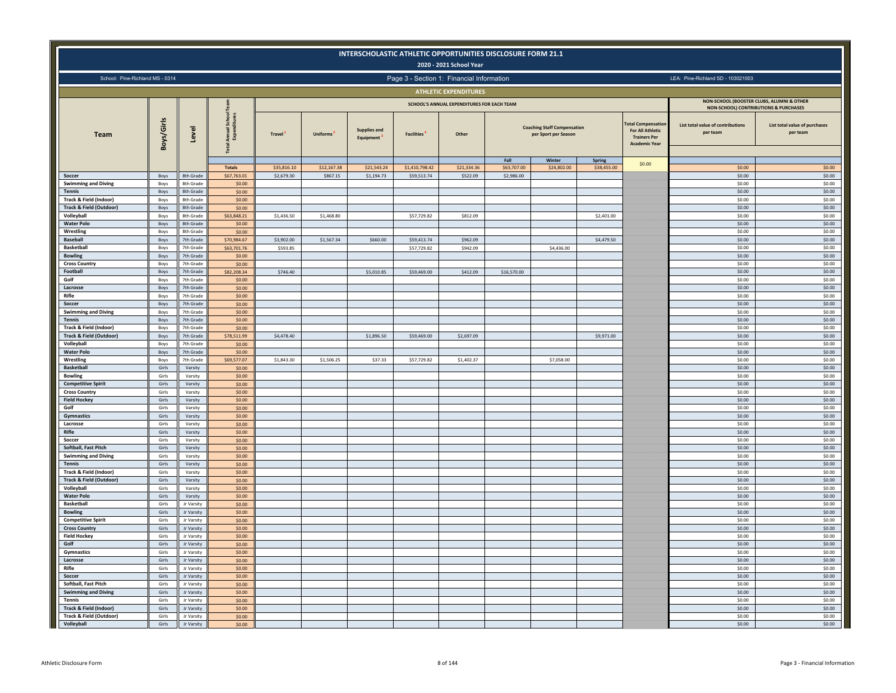# INTERSCHOLASTIC ATHLETIC OPPORTUNITIES DISCLOSURE FORM 21.1

## 2020 - 2021 School Year

School: Pine-Richland MS - 0314 | Page 3 - Section 1: Financial Information | LEA: Pine-Richland SD - 103021003

### ATHLETIC EXPENDITURES

| Team | Boys/Girls | Level | Total Annual School Team Expenditures | SCHOOL'S ANNUAL EXPENDITURES FOR EACH TEAM | | | | | | | | Total Compensation For All Athletic Trainers Per Academic Year | NON-SCHOOL (BOOSTER CLUBS, ALUMNI & OTHER NON-SCHOOL) CONTRIBUTIONS & PURCHASES | |
|---|---|---|---|---|---|---|---|---|---|---|---|---|---|---|
| | | | | Travel [1] | Uniforms [2] | Supplies and Equipment [3] | Facilities [4] | Other | Coaching Staff Compensation per Sport per Season | | | | List total value of contributions per team | List total value of purchases per team |
| | | | | | | | | | Fall | Winter | Spring | | | |
| | | | Totals: $67,763.01 | $35,816.10 | $12,167.38 | $21,543.24 | $1,410,798.42 | $21,334.36 | $63,707.00 | $24,802.00 | $38,455.00 | $0.00 | $0.00 | $0.00 |
| Soccer | Boys | 8th Grade | $67,763.01 | $2,679.30 | $867.15 | $1,194.73 | $59,513.74 | $522.09 | $2,986.00 | | | | $0.00 | $0.00 |
| Swimming and Diving | Boys | 8th Grade | $0.00 | | | | | | | | | | $0.00 | $0.00 |
| Tennis | Boys | 8th Grade | $0.00 | | | | | | | | | | $0.00 | $0.00 |
| Track & Field (Indoor) | Boys | 8th Grade | $0.00 | | | | | | | | | | $0.00 | $0.00 |
| Track & Field (Outdoor) | Boys | 8th Grade | $0.00 | | | | | | | | | | $0.00 | $0.00 |
| Volleyball | Boys | 8th Grade | $63,848.21 | $1,436.50 | $1,468.80 | | $57,729.82 | $812.09 | | | $2,401.00 | | $0.00 | $0.00 |
| Water Polo | Boys | 8th Grade | $0.00 | | | | | | | | | | $0.00 | $0.00 |
| Wrestling | Boys | 8th Grade | $0.00 | | | | | | | | | | $0.00 | $0.00 |
| Baseball | Boys | 7th Grade | $70,984.67 | $3,902.00 | $1,567.34 | $660.00 | $59,413.74 | $962.09 | | | $4,479.50 | | $0.00 | $0.00 |
| Basketball | Boys | 7th Grade | $63,701.76 | $593.85 | | | $57,729.82 | $942.09 | | $4,436.00 | | | $0.00 | $0.00 |
| Bowling | Boys | 7th Grade | $0.00 | | | | | | | | | | $0.00 | $0.00 |
| Cross Country | Boys | 7th Grade | $0.00 | | | | | | | | | | $0.00 | $0.00 |
| Football | Boys | 7th Grade | $82,208.34 | $746.40 | | $5,010.85 | $59,469.00 | $412.09 | $16,570.00 | | | | $0.00 | $0.00 |
| Golf | Boys | 7th Grade | $0.00 | | | | | | | | | | $0.00 | $0.00 |
| Lacrosse | Boys | 7th Grade | $0.00 | | | | | | | | | | $0.00 | $0.00 |
| Rifle | Boys | 7th Grade | $0.00 | | | | | | | | | | $0.00 | $0.00 |
| Soccer | Boys | 7th Grade | $0.00 | | | | | | | | | | $0.00 | $0.00 |
| Swimming and Diving | Boys | 7th Grade | $0.00 | | | | | | | | | | $0.00 | $0.00 |
| Tennis | Boys | 7th Grade | $0.00 | | | | | | | | | | $0.00 | $0.00 |
| Track & Field (Indoor) | Boys | 7th Grade | $0.00 | | | | | | | | | | $0.00 | $0.00 |
| Track & Field (Outdoor) | Boys | 7th Grade | $78,511.99 | $4,478.40 | | $1,896.50 | $59,469.00 | $2,697.09 | | | $9,971.00 | | $0.00 | $0.00 |
| Volleyball | Boys | 7th Grade | $0.00 | | | | | | | | | | $0.00 | $0.00 |
| Water Polo | Boys | 7th Grade | $0.00 | | | | | | | | | | $0.00 | $0.00 |
| Wrestling | Boys | 7th Grade | $69,577.07 | $1,843.30 | $1,506.25 | $37.33 | $57,729.82 | $1,402.37 | | $7,058.00 | | | $0.00 | $0.00 |
| Basketball | Girls | Varsity | $0.00 | | | | | | | | | | $0.00 | $0.00 |
| Bowling | Girls | Varsity | $0.00 | | | | | | | | | | $0.00 | $0.00 |
| Competitive Spirit | Girls | Varsity | $0.00 | | | | | | | | | | $0.00 | $0.00 |
| Cross Country | Girls | Varsity | $0.00 | | | | | | | | | | $0.00 | $0.00 |
| Field Hockey | Girls | Varsity | $0.00 | | | | | | | | | | $0.00 | $0.00 |
| Golf | Girls | Varsity | $0.00 | | | | | | | | | | $0.00 | $0.00 |
| Gymnastics | Girls | Varsity | $0.00 | | | | | | | | | | $0.00 | $0.00 |
| Lacrosse | Girls | Varsity | $0.00 | | | | | | | | | | $0.00 | $0.00 |
| Rifle | Girls | Varsity | $0.00 | | | | | | | | | | $0.00 | $0.00 |
| Soccer | Girls | Varsity | $0.00 | | | | | | | | | | $0.00 | $0.00 |
| Softball, Fast Pitch | Girls | Varsity | $0.00 | | | | | | | | | | $0.00 | $0.00 |
| Swimming and Diving | Girls | Varsity | $0.00 | | | | | | | | | | $0.00 | $0.00 |
| Tennis | Girls | Varsity | $0.00 | | | | | | | | | | $0.00 | $0.00 |
| Track & Field (Indoor) | Girls | Varsity | $0.00 | | | | | | | | | | $0.00 | $0.00 |
| Track & Field (Outdoor) | Girls | Varsity | $0.00 | | | | | | | | | | $0.00 | $0.00 |
| Volleyball | Girls | Varsity | $0.00 | | | | | | | | | | $0.00 | $0.00 |
| Water Polo | Girls | Varsity | $0.00 | | | | | | | | | | $0.00 | $0.00 |
| Basketball | Girls | Jr Varsity | $0.00 | | | | | | | | | | $0.00 | $0.00 |
| Bowling | Girls | Jr Varsity | $0.00 | | | | | | | | | | $0.00 | $0.00 |
| Competitive Spirit | Girls | Jr Varsity | $0.00 | | | | | | | | | | $0.00 | $0.00 |
| Cross Country | Girls | Jr Varsity | $0.00 | | | | | | | | | | $0.00 | $0.00 |
| Field Hockey | Girls | Jr Varsity | $0.00 | | | | | | | | | | $0.00 | $0.00 |
| Golf | Girls | Jr Varsity | $0.00 | | | | | | | | | | $0.00 | $0.00 |
| Gymnastics | Girls | Jr Varsity | $0.00 | | | | | | | | | | $0.00 | $0.00 |
| Lacrosse | Girls | Jr Varsity | $0.00 | | | | | | | | | | $0.00 | $0.00 |
| Rifle | Girls | Jr Varsity | $0.00 | | | | | | | | | | $0.00 | $0.00 |
| Soccer | Girls | Jr Varsity | $0.00 | | | | | | | | | | $0.00 | $0.00 |
| Softball, Fast Pitch | Girls | Jr Varsity | $0.00 | | | | | | | | | | $0.00 | $0.00 |
| Swimming and Diving | Girls | Jr Varsity | $0.00 | | | | | | | | | | $0.00 | $0.00 |
| Tennis | Girls | Jr Varsity | $0.00 | | | | | | | | | | $0.00 | $0.00 |
| Track & Field (Indoor) | Girls | Jr Varsity | $0.00 | | | | | | | | | | $0.00 | $0.00 |
| Track & Field (Outdoor) | Girls | Jr Varsity | $0.00 | | | | | | | | | | $0.00 | $0.00 |
| Volleyball | Girls | Jr Varsity | $0.00 | | | | | | | | | | $0.00 | $0.00 |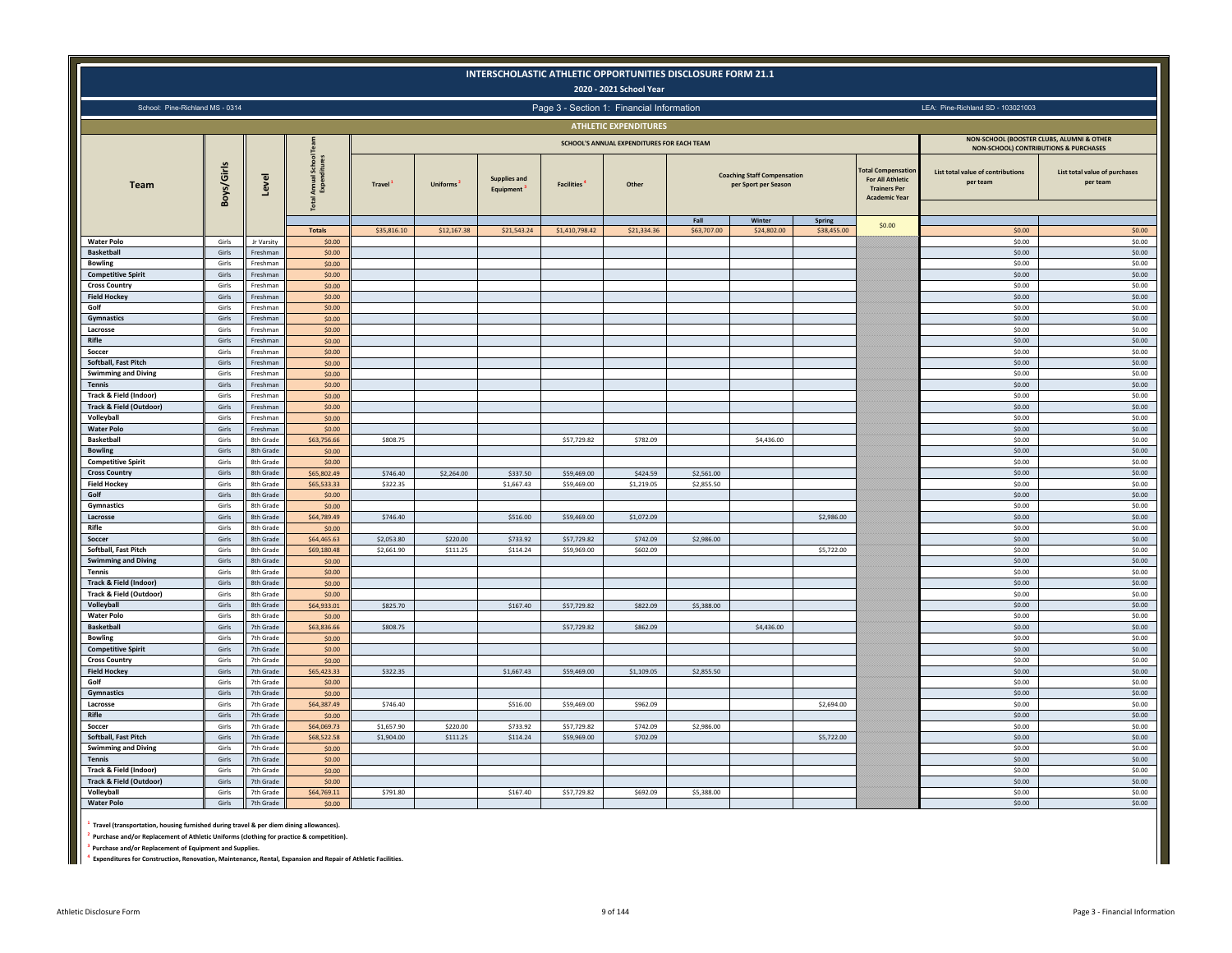# INTERSCHOLASTIC ATHLETIC OPPORTUNITIES DISCLOSURE FORM 21.1

## 2020 - 2021 School Year

School: Pine-Richland MS - 0314

Page 3 - Section 1: Financial Information

LEA: Pine-Richland SD - 103021003

### ATHLETIC EXPENDITURES

| Team | Boys/Girls | Level | Total Annual School Team Expenditures | SCHOOL'S ANNUAL EXPENDITURES FOR EACH TEAM | | | | | | | | | NON-SCHOOL (BOOSTER CLUBS, ALUMNI & OTHER NON-SCHOOL) CONTRIBUTIONS & PURCHASES | |
|---|---|---|---|---|---|---|---|---|---|---|---|---|---|---|
| | | | | Travel [1] | Uniforms [2] | Supplies and Equipment [3] | Facilities [4] | Other | Coaching Staff Compensation per Sport per Season | | | Total Compensation For All Athletic Trainers Per Academic Year | List total value of contributions per team | List total value of purchases per team |
| | | | | | | | | | Fall | Winter | Spring | | | |
| | | | Totals | $35,816.10 | $12,167.38 | $21,543.24 | $1,410,798.42 | $21,334.36 | $63,707.00 | $24,802.00 | $38,455.00 | $0.00 | $0.00 | $0.00 |
| Water Polo | Girls | Jr Varsity | $0.00 | | | | | | | | | | $0.00 | $0.00 |
| Basketball | Girls | Freshman | $0.00 | | | | | | | | | | $0.00 | $0.00 |
| Bowling | Girls | Freshman | $0.00 | | | | | | | | | | $0.00 | $0.00 |
| Competitive Spirit | Girls | Freshman | $0.00 | | | | | | | | | | $0.00 | $0.00 |
| Cross Country | Girls | Freshman | $0.00 | | | | | | | | | | $0.00 | $0.00 |
| Field Hockey | Girls | Freshman | $0.00 | | | | | | | | | | $0.00 | $0.00 |
| Golf | Girls | Freshman | $0.00 | | | | | | | | | | $0.00 | $0.00 |
| Gymnastics | Girls | Freshman | $0.00 | | | | | | | | | | $0.00 | $0.00 |
| Lacrosse | Girls | Freshman | $0.00 | | | | | | | | | | $0.00 | $0.00 |
| Rifle | Girls | Freshman | $0.00 | | | | | | | | | | $0.00 | $0.00 |
| Soccer | Girls | Freshman | $0.00 | | | | | | | | | | $0.00 | $0.00 |
| Softball, Fast Pitch | Girls | Freshman | $0.00 | | | | | | | | | | $0.00 | $0.00 |
| Swimming and Diving | Girls | Freshman | $0.00 | | | | | | | | | | $0.00 | $0.00 |
| Tennis | Girls | Freshman | $0.00 | | | | | | | | | | $0.00 | $0.00 |
| Track & Field (Indoor) | Girls | Freshman | $0.00 | | | | | | | | | | $0.00 | $0.00 |
| Track & Field (Outdoor) | Girls | Freshman | $0.00 | | | | | | | | | | $0.00 | $0.00 |
| Volleyball | Girls | Freshman | $0.00 | | | | | | | | | | $0.00 | $0.00 |
| Water Polo | Girls | Freshman | $0.00 | | | | | | | | | | $0.00 | $0.00 |
| Basketball | Girls | 8th Grade | $63,756.66 | $808.75 | | | $57,729.82 | $782.09 | | $4,436.00 | | | $0.00 | $0.00 |
| Bowling | Girls | 8th Grade | $0.00 | | | | | | | | | | $0.00 | $0.00 |
| Competitive Spirit | Girls | 8th Grade | $0.00 | | | | | | | | | | $0.00 | $0.00 |
| Cross Country | Girls | 8th Grade | $65,802.49 | $746.40 | $2,264.00 | $337.50 | $59,469.00 | $424.59 | $2,561.00 | | | | $0.00 | $0.00 |
| Field Hockey | Girls | 8th Grade | $65,533.33 | $322.35 | | $1,667.43 | $59,469.00 | $1,219.05 | $2,855.50 | | | | $0.00 | $0.00 |
| Golf | Girls | 8th Grade | $0.00 | | | | | | | | | | $0.00 | $0.00 |
| Gymnastics | Girls | 8th Grade | $0.00 | | | | | | | | | | $0.00 | $0.00 |
| Lacrosse | Girls | 8th Grade | $64,789.49 | $746.40 | | $516.00 | $59,469.00 | $1,072.09 | | | $2,986.00 | | $0.00 | $0.00 |
| Rifle | Girls | 8th Grade | $0.00 | | | | | | | | | | $0.00 | $0.00 |
| Soccer | Girls | 8th Grade | $64,465.63 | $2,053.80 | $220.00 | $733.92 | $57,729.82 | $742.09 | $2,986.00 | | | | $0.00 | $0.00 |
| Softball, Fast Pitch | Girls | 8th Grade | $69,180.48 | $2,661.90 | $111.25 | $114.24 | $59,969.00 | $602.09 | | | $5,722.00 | | $0.00 | $0.00 |
| Swimming and Diving | Girls | 8th Grade | $0.00 | | | | | | | | | | $0.00 | $0.00 |
| Tennis | Girls | 8th Grade | $0.00 | | | | | | | | | | $0.00 | $0.00 |
| Track & Field (Indoor) | Girls | 8th Grade | $0.00 | | | | | | | | | | $0.00 | $0.00 |
| Track & Field (Outdoor) | Girls | 8th Grade | $0.00 | | | | | | | | | | $0.00 | $0.00 |
| Volleyball | Girls | 8th Grade | $64,933.01 | $825.70 | | $167.40 | $57,729.82 | $822.09 | $5,388.00 | | | | $0.00 | $0.00 |
| Water Polo | Girls | 8th Grade | $0.00 | | | | | | | | | | $0.00 | $0.00 |
| Basketball | Girls | 7th Grade | $63,836.66 | $808.75 | | | $57,729.82 | $862.09 | | $4,436.00 | | | $0.00 | $0.00 |
| Bowling | Girls | 7th Grade | $0.00 | | | | | | | | | | $0.00 | $0.00 |
| Competitive Spirit | Girls | 7th Grade | $0.00 | | | | | | | | | | $0.00 | $0.00 |
| Cross Country | Girls | 7th Grade | $0.00 | | | | | | | | | | $0.00 | $0.00 |
| Field Hockey | Girls | 7th Grade | $65,423.33 | $322.35 | | $1,667.43 | $59,469.00 | $1,109.05 | $2,855.50 | | | | $0.00 | $0.00 |
| Golf | Girls | 7th Grade | $0.00 | | | | | | | | | | $0.00 | $0.00 |
| Gymnastics | Girls | 7th Grade | $0.00 | | | | | | | | | | $0.00 | $0.00 |
| Lacrosse | Girls | 7th Grade | $64,387.49 | $746.40 | | $516.00 | $59,469.00 | $962.09 | | | $2,694.00 | | $0.00 | $0.00 |
| Rifle | Girls | 7th Grade | $0.00 | | | | | | | | | | $0.00 | $0.00 |
| Soccer | Girls | 7th Grade | $64,069.73 | $1,657.90 | $220.00 | $733.92 | $57,729.82 | $742.09 | $2,986.00 | | | | $0.00 | $0.00 |
| Softball, Fast Pitch | Girls | 7th Grade | $68,522.58 | $1,904.00 | $111.25 | $114.24 | $59,969.00 | $702.09 | | | $5,722.00 | | $0.00 | $0.00 |
| Swimming and Diving | Girls | 7th Grade | $0.00 | | | | | | | | | | $0.00 | $0.00 |
| Tennis | Girls | 7th Grade | $0.00 | | | | | | | | | | $0.00 | $0.00 |
| Track & Field (Indoor) | Girls | 7th Grade | $0.00 | | | | | | | | | | $0.00 | $0.00 |
| Track & Field (Outdoor) | Girls | 7th Grade | $0.00 | | | | | | | | | | $0.00 | $0.00 |
| Volleyball | Girls | 7th Grade | $64,769.11 | $791.80 | | $167.40 | $57,729.82 | $692.09 | $5,388.00 | | | | $0.00 | $0.00 |
| Water Polo | Girls | 7th Grade | $0.00 | | | | | | | | | | $0.00 | $0.00 |

[1] Travel (transportation, housing furnished during travel & per diem dining allowances).

[2] Purchase and/or Replacement of Athletic Uniforms (clothing for practice & competition).

[3] Purchase and/or Replacement of Equipment and Supplies.

[4] Expenditures for Construction, Renovation, Maintenance, Rental, Expansion and Repair of Athletic Facilities.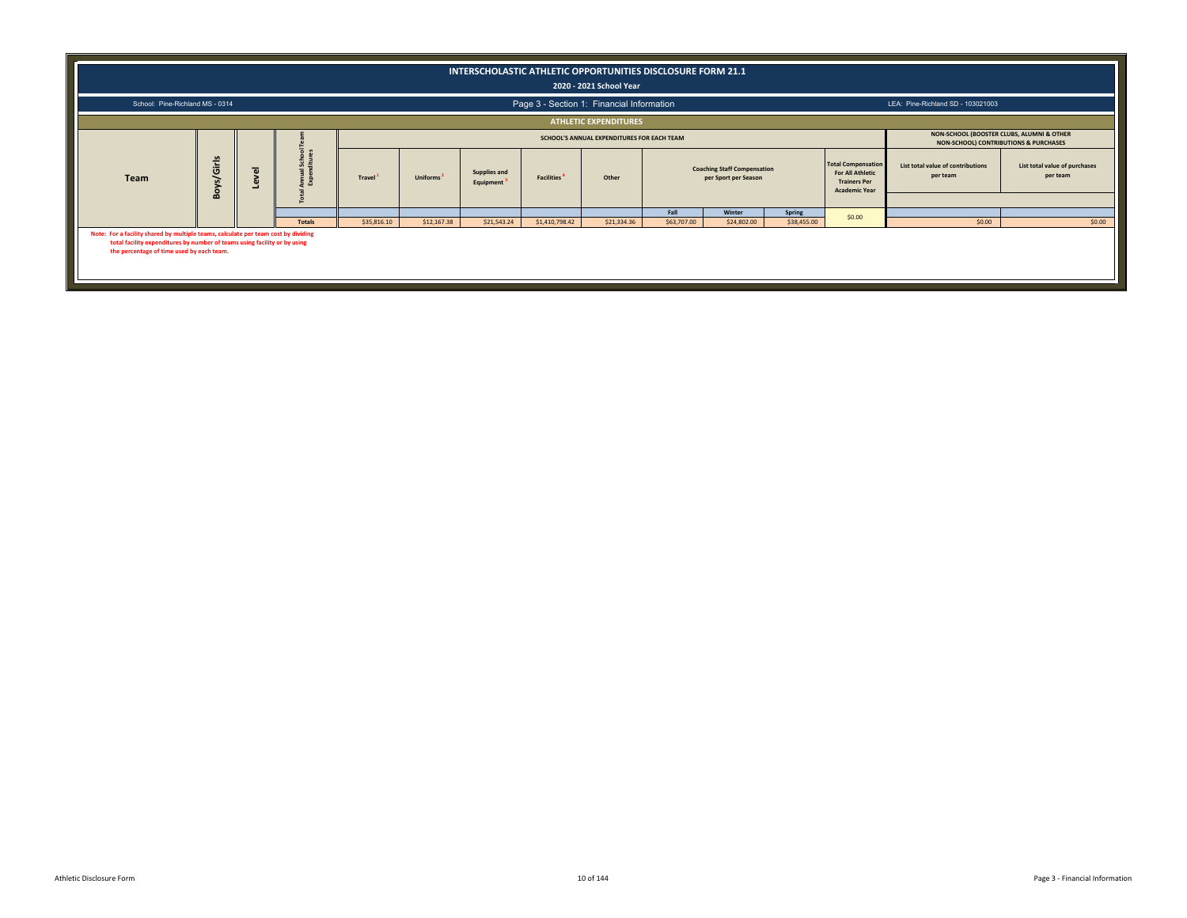# INTERSCHOLASTIC ATHLETIC OPPORTUNITIES DISCLOSURE FORM 21.1

**2020 - 2021 School Year**

School: Pine-Richland MS - 0314

Page 3 - Section 1: Financial Information

LEA: Pine-Richland SD - 103021003

## ATHLETIC EXPENDITURES

| Team | Boys/Girls | Level | Total Annual School Team Expenditures | SCHOOL'S ANNUAL EXPENDITURES FOR EACH TEAM | | | | | | | | | NON-SCHOOL (BOOSTER CLUBS, ALUMNI & OTHER NON-SCHOOL) CONTRIBUTIONS & PURCHASES | |
|---|---|---|---|---|---|---|---|---|---|---|---|---|---|---|
| | | | | Travel [1] | Uniforms [2] | Supplies and Equipment [3] | Facilities [4] | Other | Coaching Staff Compensation per Sport per Season | | | Total Compensation For All Athletic Trainers Per Academic Year | List total value of contributions per team | List total value of purchases per team |
| | | | | | | | | | Fall | Winter | Spring | | | |
| | | | Totals | $35,816.10 | $12,167.38 | $21,543.24 | $1,410,798.42 | $21,334.36 | $63,707.00 | $24,802.00 | $38,455.00 | $0.00 | $0.00 | $0.00 |

Note: For a facility shared by multiple teams, calculate per team cost by dividing total facility expenditures by number of teams using facility or by using the percentage of time used by each team.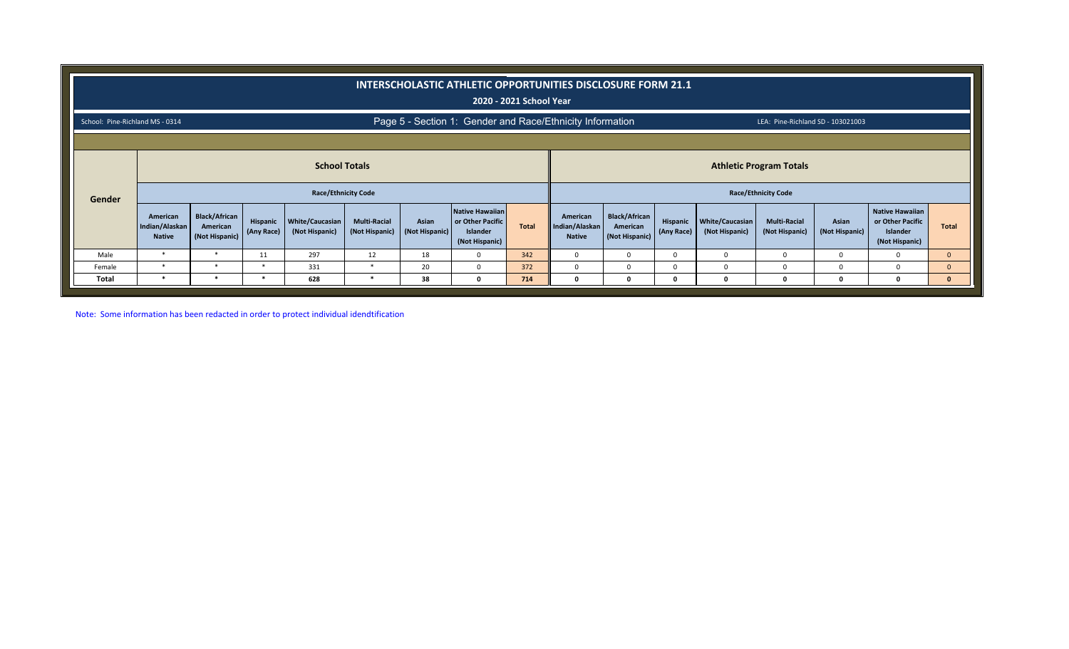# INTERSCHOLASTIC ATHLETIC OPPORTUNITIES DISCLOSURE FORM 21.1

**2020 - 2021 School Year**

School: Pine-Richland MS - 0314

Page 5 - Section 1: Gender and Race/Ethnicity Information

LEA: Pine-Richland SD - 103021003

| Gender | School Totals | | | | | | | | Athletic Program Totals | | | | | | | |
|---|---|---|---|---|---|---|---|---|---|---|---|---|---|---|---|---|
| | Race/Ethnicity Code | | | | | | | | Race/Ethnicity Code | | | | | | | |
| | American Indian/Alaskan Native | Black/African American (Not Hispanic) | Hispanic (Any Race) | White/Caucasian (Not Hispanic) | Multi-Racial (Not Hispanic) | Asian (Not Hispanic) | Native Hawaiian or Other Pacific Islander (Not Hispanic) | Total | American Indian/Alaskan Native | Black/African American (Not Hispanic) | Hispanic (Any Race) | White/Caucasian (Not Hispanic) | Multi-Racial (Not Hispanic) | Asian (Not Hispanic) | Native Hawaiian or Other Pacific Islander (Not Hispanic) | Total |
| Male | * | * | 11 | 297 | 12 | 18 | 0 | 342 | 0 | 0 | 0 | 0 | 0 | 0 | 0 | 0 |
| Female | * | * | * | 331 | * | 20 | 0 | 372 | 0 | 0 | 0 | 0 | 0 | 0 | 0 | 0 |
| **Total** | * | * | * | **628** | * | **38** | **0** | **714** | **0** | **0** | **0** | **0** | **0** | **0** | **0** | **0** |

Note: Some information has been redacted in order to protect individual idendtification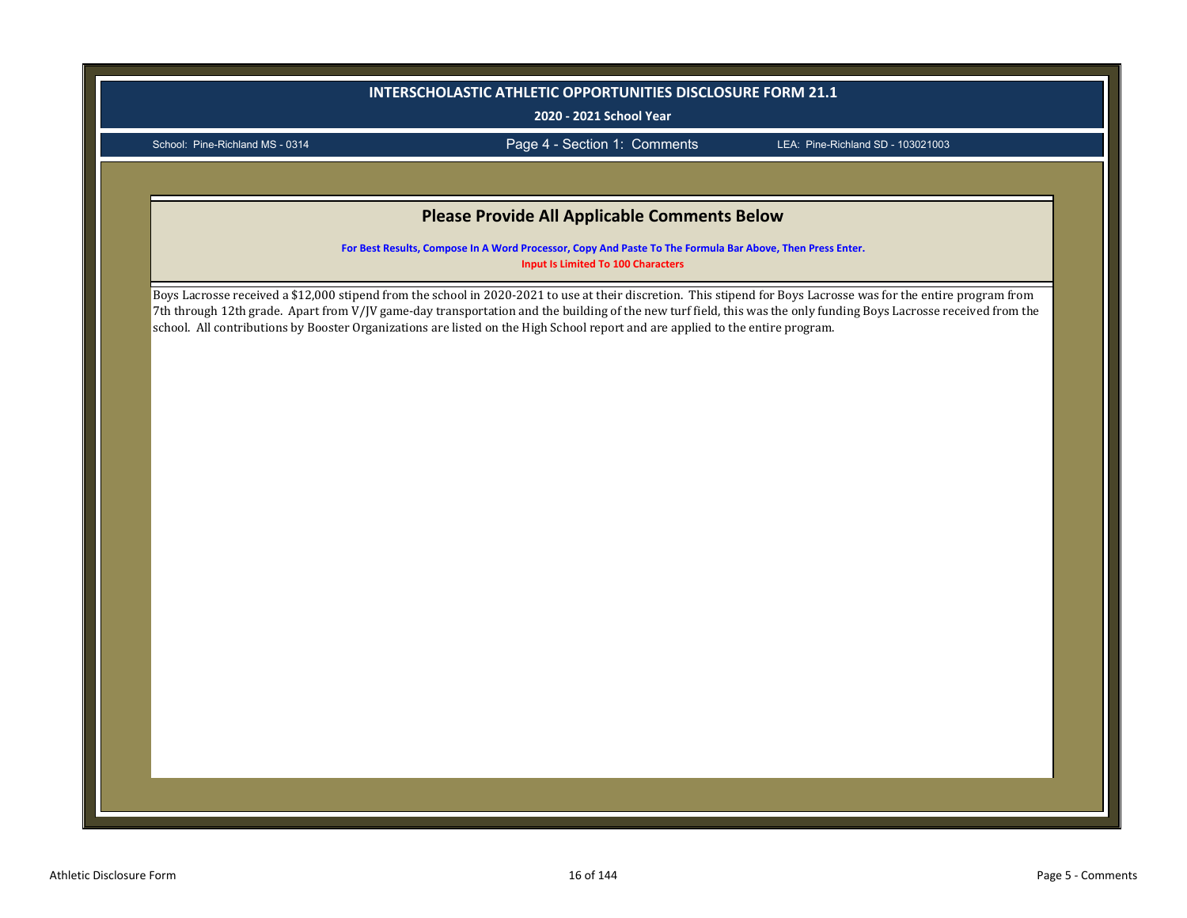# INTERSCHOLASTIC ATHLETIC OPPORTUNITIES DISCLOSURE FORM 21.1

**2020 - 2021 School Year**

School: Pine-Richland MS - 0314 | Page 4 - Section 1: Comments | LEA: Pine-Richland SD - 103021003

## Please Provide All Applicable Comments Below

**For Best Results, Compose In A Word Processor, Copy And Paste To The Formula Bar Above, Then Press Enter.**

**Input Is Limited To 100 Characters**

Boys Lacrosse received a $12,000 stipend from the school in 2020-2021 to use at their discretion. This stipend for Boys Lacrosse was for the entire program from 7th through 12th grade. Apart from V/JV game-day transportation and the building of the new turf field, this was the only funding Boys Lacrosse received from the school. All contributions by Booster Organizations are listed on the High School report and are applied to the entire program.